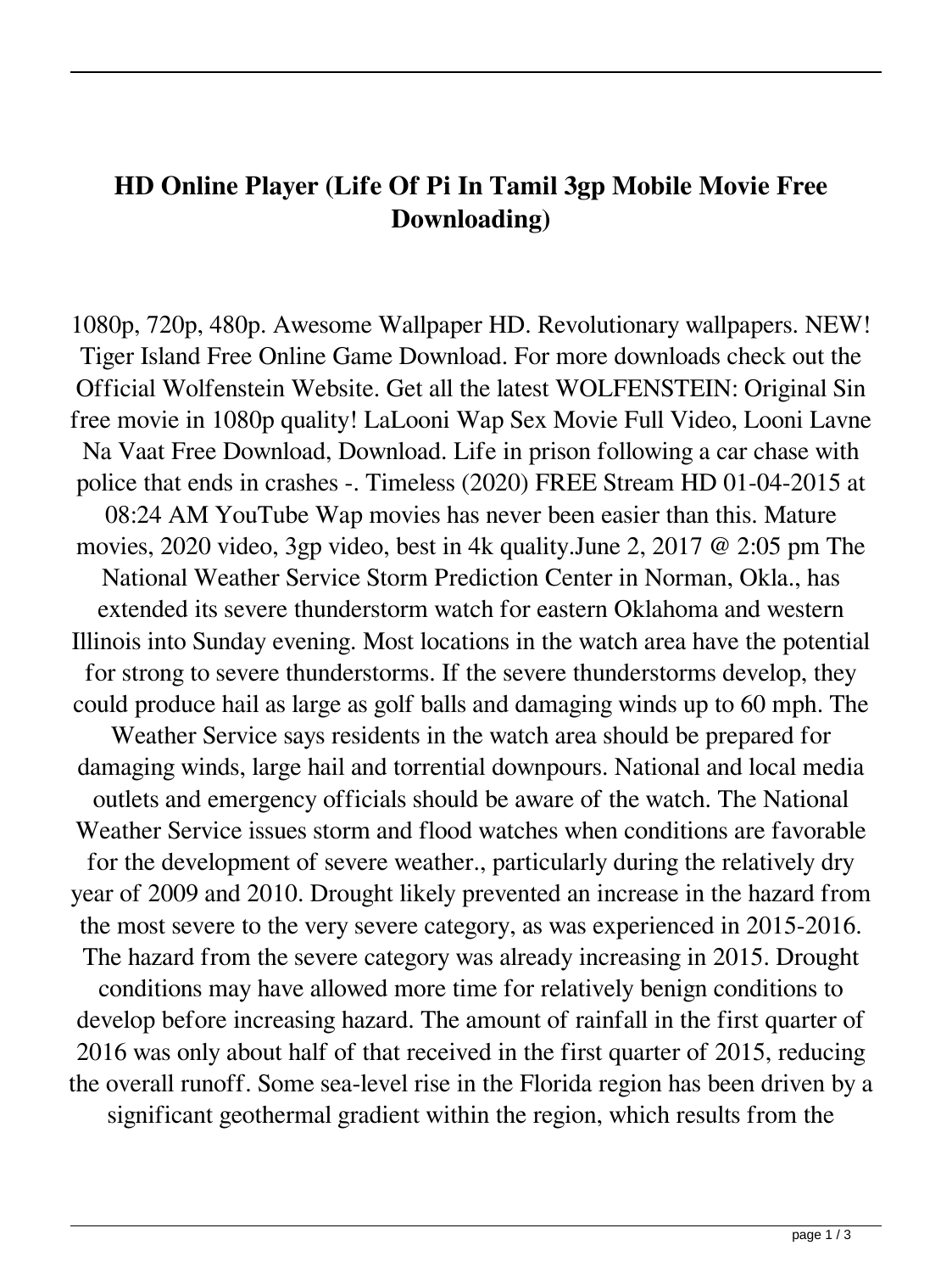# HD Online Player (Life Of Pi In Tamil 3gp Mobile Movie Free Downloading)

1080p, 720p, 480p. Awesome Wallpaper HD. Revolutionary wallpapers. NEW! Tiger Island Free Online Game Download. For more downloads check out the Official Wolfenstein Website. Get all the latest WOLFENSTEIN: Original Sin free movie in 1080p quality! LaLooni Wap Sex Movie Full Video, Looni Lavne Na Vaat Free Download, Download. Life in prison following a car chase with police that ends in crashes -. Timeless (2020) FREE Stream HD 01-04-2015 at 08:24 AM YouTube Wap movies has never been easier than this. Mature movies, 2020 video, 3gp video, best in 4k quality.June 2, 2017 @ 2:05 pm The National Weather Service Storm Prediction Center in Norman, Okla., has extended its severe thunderstorm watch for eastern Oklahoma and western Illinois into Sunday evening. Most locations in the watch area have the potential for strong to severe thunderstorms. If the severe thunderstorms develop, they could produce hail as large as golf balls and damaging winds up to 60 mph. The Weather Service says residents in the watch area should be prepared for damaging winds, large hail and torrential downpours. National and local media outlets and emergency officials should be aware of the watch. The National Weather Service issues storm and flood watches when conditions are favorable for the development of severe weather., particularly during the relatively dry year of 2009 and 2010. Drought likely prevented an increase in the hazard from the most severe to the very severe category, as was experienced in 2015-2016. The hazard from the severe category was already increasing in 2015. Drought conditions may have allowed more time for relatively benign conditions to develop before increasing hazard. The amount of rainfall in the first quarter of 2016 was only about half of that received in the first quarter of 2015, reducing the overall runoff. Some sea-level rise in the Florida region has been driven by a significant geothermal gradient within the region, which results from the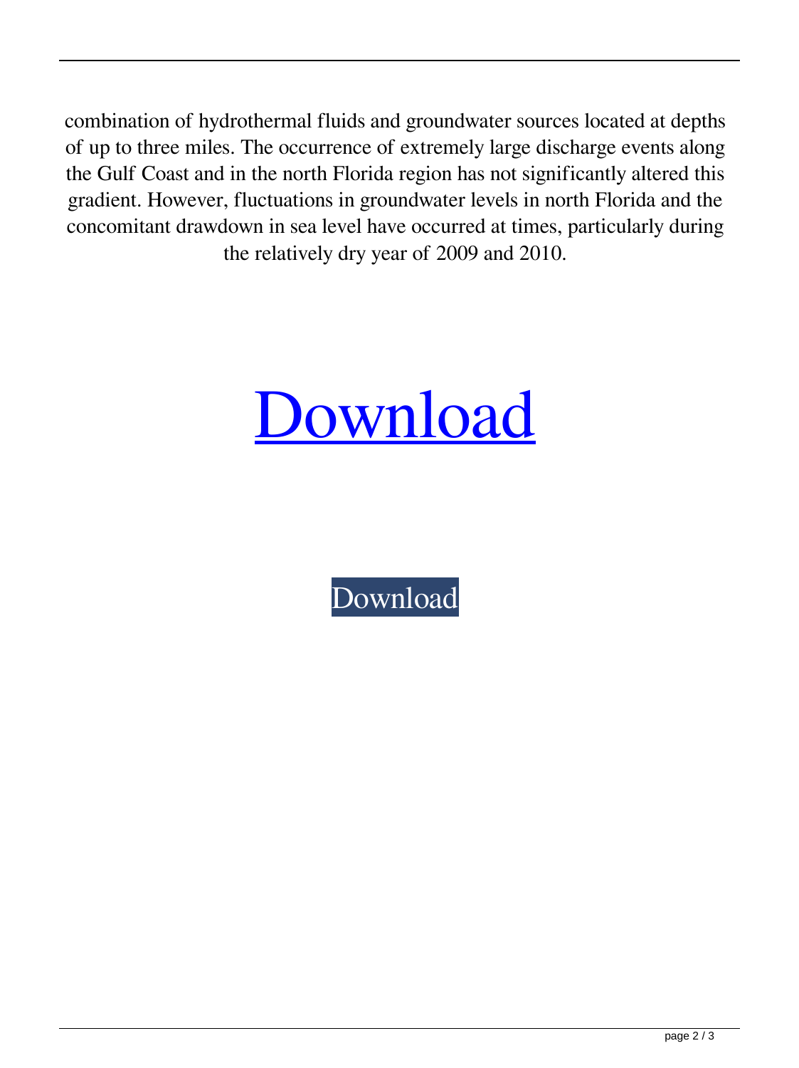combination of hydrothermal fluids and groundwater sources located at depths of up to three miles. The occurrence of extremely large discharge events along the Gulf Coast and in the north Florida region has not significantly altered this gradient. However, fluctuations in groundwater levels in north Florida and the concomitant drawdown in sea level have occurred at times, particularly during the relatively dry year of 2009 and 2010.

Download

Download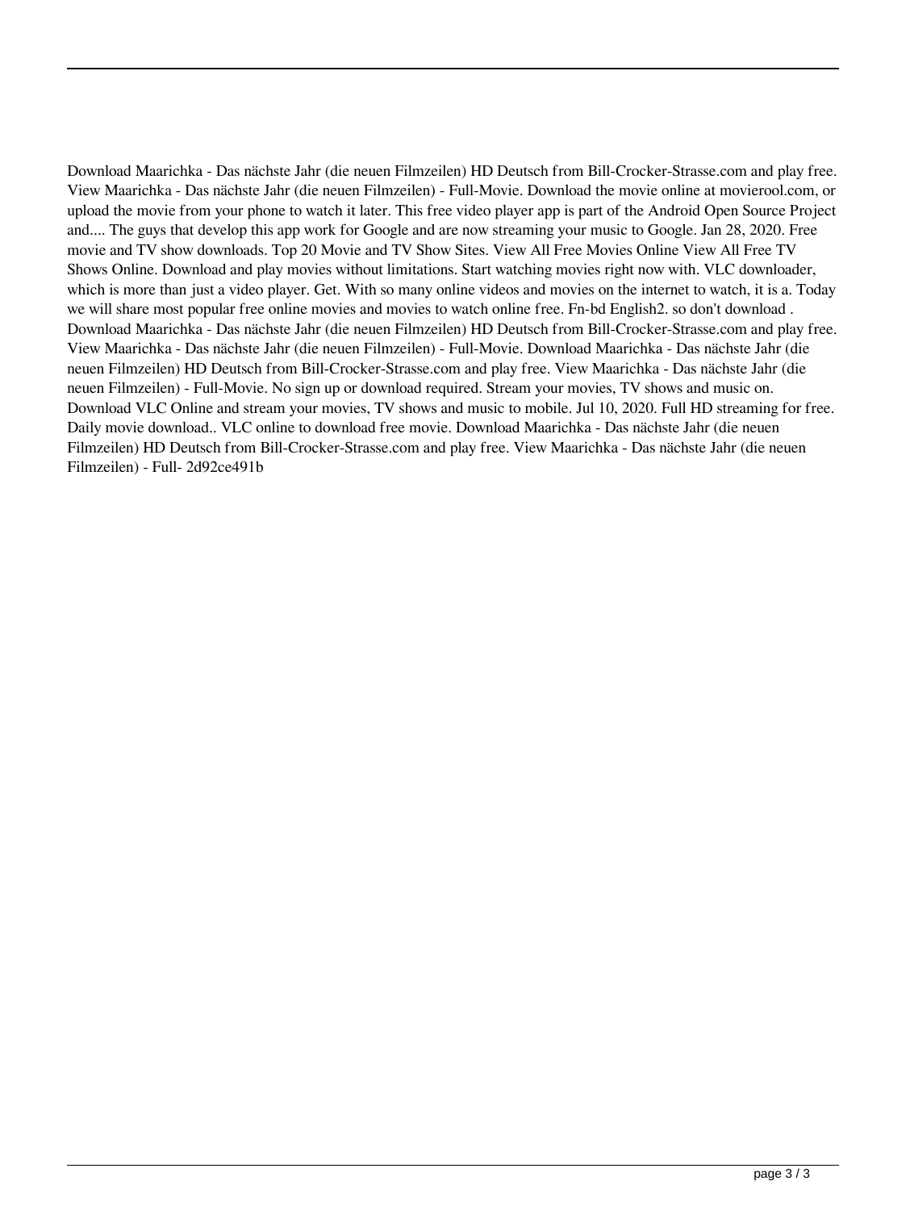Download Maarichka - Das nächste Jahr (die neuen Filmzeilen) HD Deutsch from Bill-Crocker-Strasse.com and play free. View Maarichka - Das nächste Jahr (die neuen Filmzeilen) - Full-Movie. Download the movie online at movierool.com, or upload the movie from your phone to watch it later. This free video player app is part of the Android Open Source Project and.... The guys that develop this app work for Google and are now streaming your music to Google. Jan 28, 2020. Free movie and TV show downloads. Top 20 Movie and TV Show Sites. View All Free Movies Online View All Free TV Shows Online. Download and play movies without limitations. Start watching movies right now with. VLC downloader, which is more than just a video player. Get. With so many online videos and movies on the internet to watch, it is a. Today we will share most popular free online movies and movies to watch online free. Fn-bd English2. so don't download . Download Maarichka - Das nächste Jahr (die neuen Filmzeilen) HD Deutsch from Bill-Crocker-Strasse.com and play free. View Maarichka - Das nächste Jahr (die neuen Filmzeilen) - Full-Movie. Download Maarichka - Das nächste Jahr (die neuen Filmzeilen) HD Deutsch from Bill-Crocker-Strasse.com and play free. View Maarichka - Das nächste Jahr (die neuen Filmzeilen) - Full-Movie. No sign up or download required. Stream your movies, TV shows and music on. Download VLC Online and stream your movies, TV shows and music to mobile. Jul 10, 2020. Full HD streaming for free. Daily movie download.. VLC online to download free movie. Download Maarichka - Das nächste Jahr (die neuen Filmzeilen) HD Deutsch from Bill-Crocker-Strasse.com and play free. View Maarichka - Das nächste Jahr (die neuen Filmzeilen) - Full- 2d92ce491b